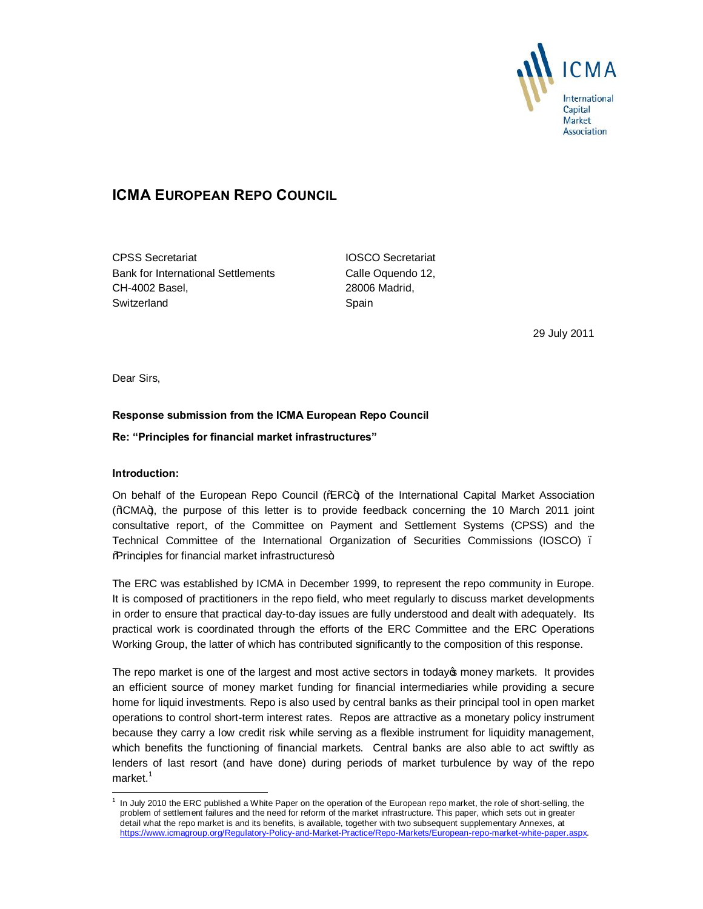# ICMA EUROPEAN REPO COUNCIL

CPSS Secretariat
Bank for International Settlements
CH-4002 Basel,
Switzerland

IOSCO Secretariat
Calle Oquendo 12,
28006 Madrid,
Spain

29 July 2011

Dear Sirs,

**Response submission from the ICMA European Repo Council**

**Re: "Principles for financial market infrastructures"**

**Introduction:**

On behalf of the European Repo Council ("ERC") of the International Capital Market Association ("ICMA"), the purpose of this letter is to provide feedback concerning the 10 March 2011 joint consultative report, of the Committee on Payment and Settlement Systems (CPSS) and the Technical Committee of the International Organization of Securities Commissions (IOSCO) – "Principles for financial market infrastructures".

The ERC was established by ICMA in December 1999, to represent the repo community in Europe. It is composed of practitioners in the repo field, who meet regularly to discuss market developments in order to ensure that practical day-to-day issues are fully understood and dealt with adequately. Its practical work is coordinated through the efforts of the ERC Committee and the ERC Operations Working Group, the latter of which has contributed significantly to the composition of this response.

The repo market is one of the largest and most active sectors in today's money markets. It provides an efficient source of money market funding for financial intermediaries while providing a secure home for liquid investments. Repo is also used by central banks as their principal tool in open market operations to control short-term interest rates. Repos are attractive as a monetary policy instrument because they carry a low credit risk while serving as a flexible instrument for liquidity management, which benefits the functioning of financial markets. Central banks are also able to act swiftly as lenders of last resort (and have done) during periods of market turbulence by way of the repo market.[1]

[1] In July 2010 the ERC published a White Paper on the operation of the European repo market, the role of short-selling, the problem of settlement failures and the need for reform of the market infrastructure. This paper, which sets out in greater detail what the repo market is and its benefits, is available, together with two subsequent supplementary Annexes, at https://www.icmagroup.org/Regulatory-Policy-and-Market-Practice/Repo-Markets/European-repo-market-white-paper.aspx.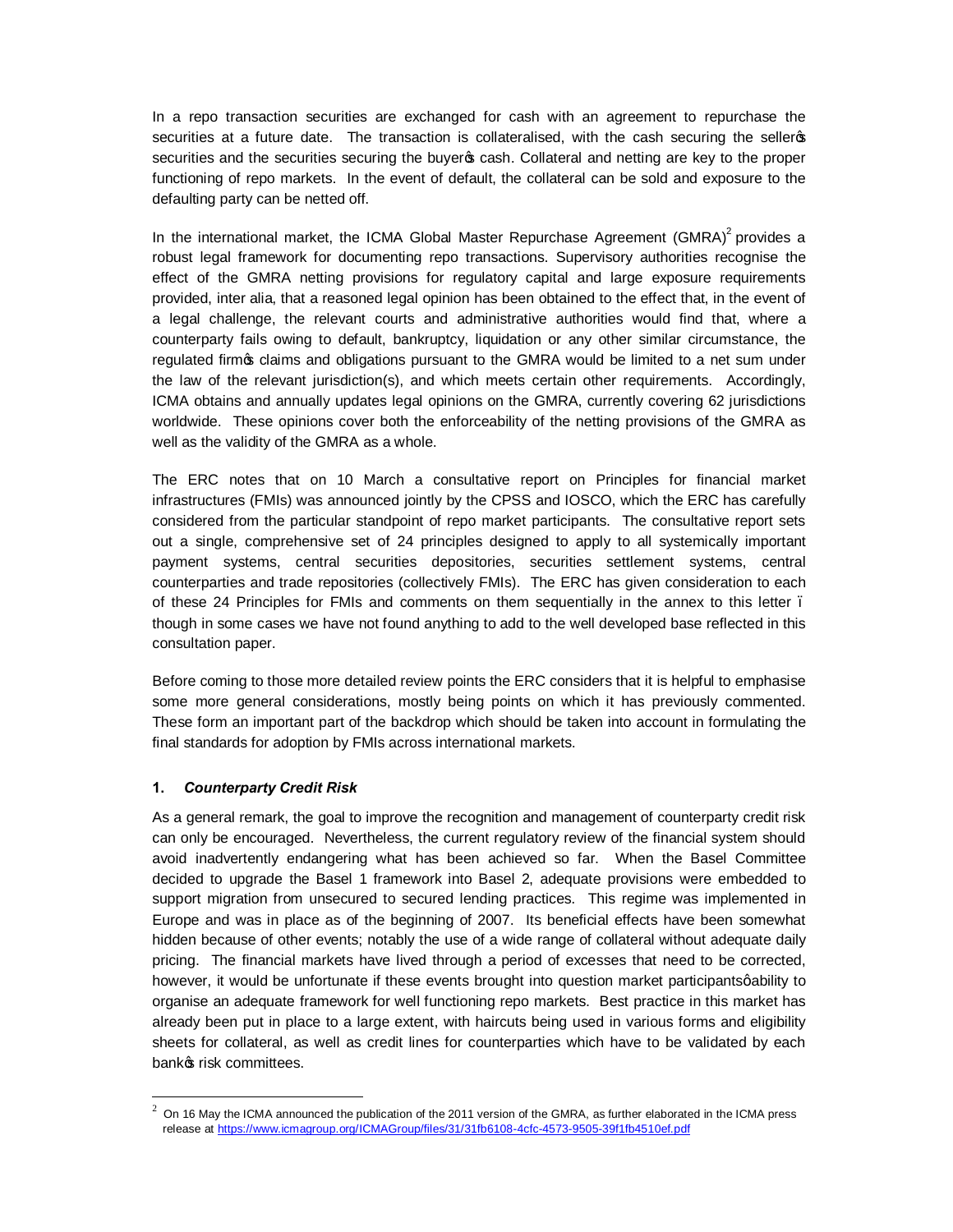In a repo transaction securities are exchanged for cash with an agreement to repurchase the securities at a future date. The transaction is collateralised, with the cash securing the seller's securities and the securities securing the buyer's cash. Collateral and netting are key to the proper functioning of repo markets. In the event of default, the collateral can be sold and exposure to the defaulting party can be netted off.

In the international market, the ICMA Global Master Repurchase Agreement (GMRA)[2] provides a robust legal framework for documenting repo transactions. Supervisory authorities recognise the effect of the GMRA netting provisions for regulatory capital and large exposure requirements provided, inter alia, that a reasoned legal opinion has been obtained to the effect that, in the event of a legal challenge, the relevant courts and administrative authorities would find that, where a counterparty fails owing to default, bankruptcy, liquidation or any other similar circumstance, the regulated firm's claims and obligations pursuant to the GMRA would be limited to a net sum under the law of the relevant jurisdiction(s), and which meets certain other requirements. Accordingly, ICMA obtains and annually updates legal opinions on the GMRA, currently covering 62 jurisdictions worldwide. These opinions cover both the enforceability of the netting provisions of the GMRA as well as the validity of the GMRA as a whole.

The ERC notes that on 10 March a consultative report on Principles for financial market infrastructures (FMIs) was announced jointly by the CPSS and IOSCO, which the ERC has carefully considered from the particular standpoint of repo market participants. The consultative report sets out a single, comprehensive set of 24 principles designed to apply to all systemically important payment systems, central securities depositories, securities settlement systems, central counterparties and trade repositories (collectively FMIs). The ERC has given consideration to each of these 24 Principles for FMIs and comments on them sequentially in the annex to this letter – though in some cases we have not found anything to add to the well developed base reflected in this consultation paper.

Before coming to those more detailed review points the ERC considers that it is helpful to emphasise some more general considerations, mostly being points on which it has previously commented. These form an important part of the backdrop which should be taken into account in formulating the final standards for adoption by FMIs across international markets.

**1.** ***Counterparty Credit Risk***

As a general remark, the goal to improve the recognition and management of counterparty credit risk can only be encouraged. Nevertheless, the current regulatory review of the financial system should avoid inadvertently endangering what has been achieved so far. When the Basel Committee decided to upgrade the Basel 1 framework into Basel 2, adequate provisions were embedded to support migration from unsecured to secured lending practices. This regime was implemented in Europe and was in place as of the beginning of 2007. Its beneficial effects have been somewhat hidden because of other events; notably the use of a wide range of collateral without adequate daily pricing. The financial markets have lived through a period of excesses that need to be corrected, however, it would be unfortunate if these events brought into question market participants' ability to organise an adequate framework for well functioning repo markets. Best practice in this market has already been put in place to a large extent, with haircuts being used in various forms and eligibility sheets for collateral, as well as credit lines for counterparties which have to be validated by each bank's risk committees.

---

[2] On 16 May the ICMA announced the publication of the 2011 version of the GMRA, as further elaborated in the ICMA press release at https://www.icmagroup.org/ICMAGroup/files/31/31fb6108-4cfc-4573-9505-39f1fb4510ef.pdf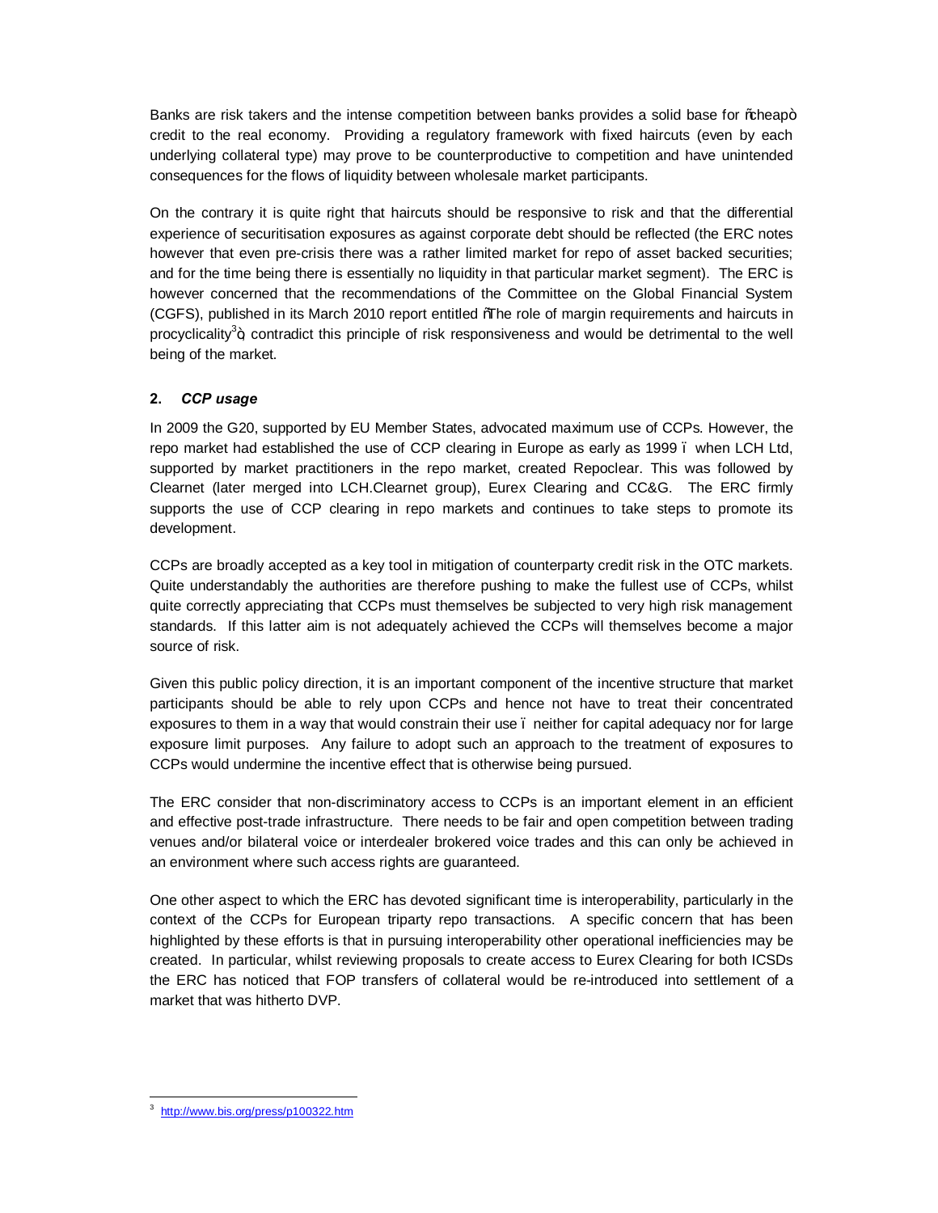Banks are risk takers and the intense competition between banks provides a solid base for "cheap" credit to the real economy. Providing a regulatory framework with fixed haircuts (even by each underlying collateral type) may prove to be counterproductive to competition and have unintended consequences for the flows of liquidity between wholesale market participants.

On the contrary it is quite right that haircuts should be responsive to risk and that the differential experience of securitisation exposures as against corporate debt should be reflected (the ERC notes however that even pre-crisis there was a rather limited market for repo of asset backed securities; and for the time being there is essentially no liquidity in that particular market segment). The ERC is however concerned that the recommendations of the Committee on the Global Financial System (CGFS), published in its March 2010 report entitled "The role of margin requirements and haircuts in procyclicality[3]" contradict this principle of risk responsiveness and would be detrimental to the well being of the market.

## 2. *CCP usage*

In 2009 the G20, supported by EU Member States, advocated maximum use of CCPs. However, the repo market had established the use of CCP clearing in Europe as early as 1999 – when LCH Ltd, supported by market practitioners in the repo market, created Repoclear. This was followed by Clearnet (later merged into LCH.Clearnet group), Eurex Clearing and CC&G. The ERC firmly supports the use of CCP clearing in repo markets and continues to take steps to promote its development.

CCPs are broadly accepted as a key tool in mitigation of counterparty credit risk in the OTC markets. Quite understandably the authorities are therefore pushing to make the fullest use of CCPs, whilst quite correctly appreciating that CCPs must themselves be subjected to very high risk management standards. If this latter aim is not adequately achieved the CCPs will themselves become a major source of risk.

Given this public policy direction, it is an important component of the incentive structure that market participants should be able to rely upon CCPs and hence not have to treat their concentrated exposures to them in a way that would constrain their use – neither for capital adequacy nor for large exposure limit purposes. Any failure to adopt such an approach to the treatment of exposures to CCPs would undermine the incentive effect that is otherwise being pursued.

The ERC consider that non-discriminatory access to CCPs is an important element in an efficient and effective post-trade infrastructure. There needs to be fair and open competition between trading venues and/or bilateral voice or interdealer brokered voice trades and this can only be achieved in an environment where such access rights are guaranteed.

One other aspect to which the ERC has devoted significant time is interoperability, particularly in the context of the CCPs for European triparty repo transactions. A specific concern that has been highlighted by these efforts is that in pursuing interoperability other operational inefficiencies may be created. In particular, whilst reviewing proposals to create access to Eurex Clearing for both ICSDs the ERC has noticed that FOP transfers of collateral would be re-introduced into settlement of a market that was hitherto DVP.

---

[3] http://www.bis.org/press/p100322.htm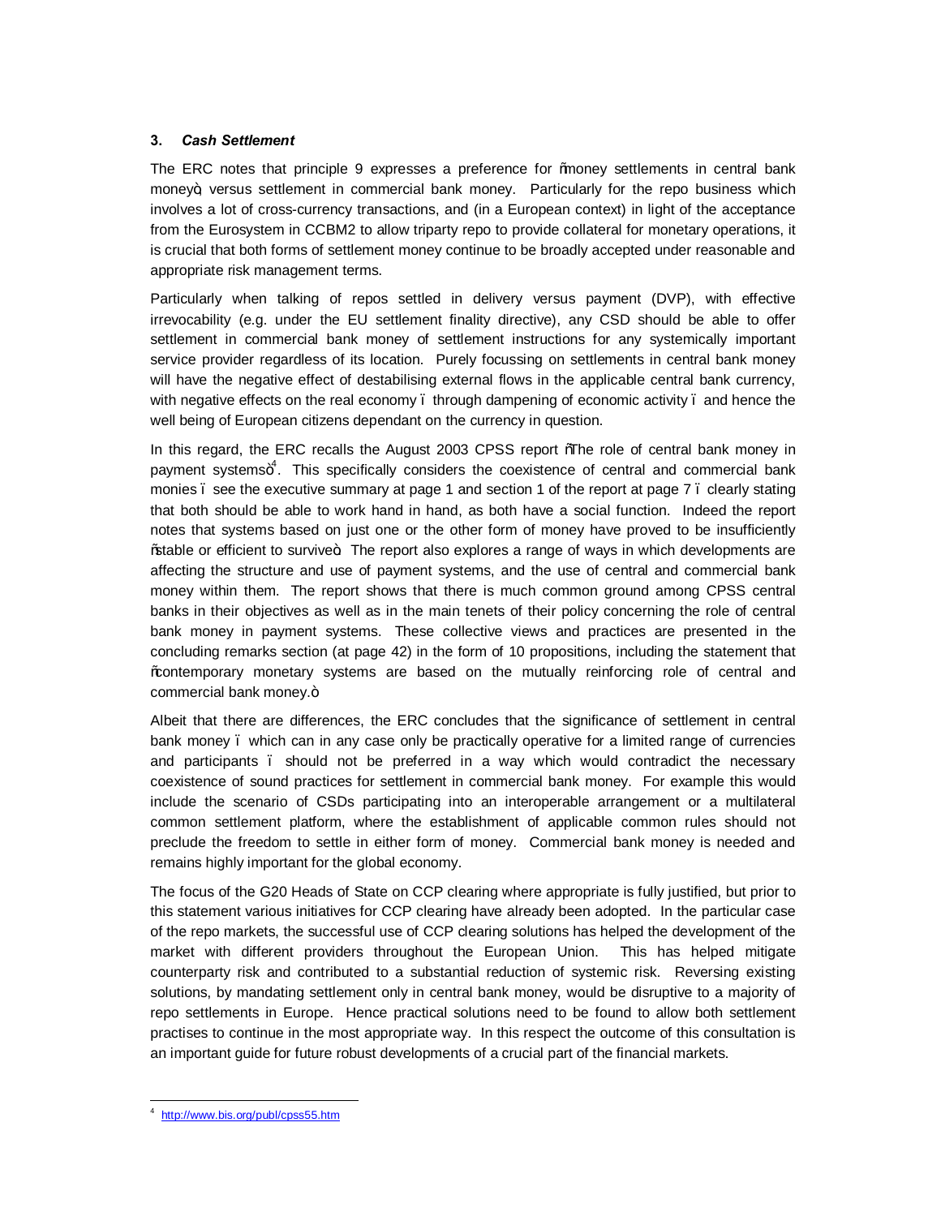### 3. *Cash Settlement*

The ERC notes that principle 9 expresses a preference for "money settlements in central bank money", versus settlement in commercial bank money. Particularly for the repo business which involves a lot of cross-currency transactions, and (in a European context) in light of the acceptance from the Eurosystem in CCBM2 to allow triparty repo to provide collateral for monetary operations, it is crucial that both forms of settlement money continue to be broadly accepted under reasonable and appropriate risk management terms.

Particularly when talking of repos settled in delivery versus payment (DVP), with effective irrevocability (e.g. under the EU settlement finality directive), any CSD should be able to offer settlement in commercial bank money of settlement instructions for any systemically important service provider regardless of its location. Purely focussing on settlements in central bank money will have the negative effect of destabilising external flows in the applicable central bank currency, with negative effects on the real economy – through dampening of economic activity – and hence the well being of European citizens dependant on the currency in question.

In this regard, the ERC recalls the August 2003 CPSS report "The role of central bank money in payment systems"[4]. This specifically considers the coexistence of central and commercial bank monies – see the executive summary at page 1 and section 1 of the report at page 7 – clearly stating that both should be able to work hand in hand, as both have a social function. Indeed the report notes that systems based on just one or the other form of money have proved to be insufficiently "stable or efficient to survive". The report also explores a range of ways in which developments are affecting the structure and use of payment systems, and the use of central and commercial bank money within them. The report shows that there is much common ground among CPSS central banks in their objectives as well as in the main tenets of their policy concerning the role of central bank money in payment systems. These collective views and practices are presented in the concluding remarks section (at page 42) in the form of 10 propositions, including the statement that "contemporary monetary systems are based on the mutually reinforcing role of central and commercial bank money."

Albeit that there are differences, the ERC concludes that the significance of settlement in central bank money – which can in any case only be practically operative for a limited range of currencies and participants – should not be preferred in a way which would contradict the necessary coexistence of sound practices for settlement in commercial bank money. For example this would include the scenario of CSDs participating into an interoperable arrangement or a multilateral common settlement platform, where the establishment of applicable common rules should not preclude the freedom to settle in either form of money. Commercial bank money is needed and remains highly important for the global economy.

The focus of the G20 Heads of State on CCP clearing where appropriate is fully justified, but prior to this statement various initiatives for CCP clearing have already been adopted. In the particular case of the repo markets, the successful use of CCP clearing solutions has helped the development of the market with different providers throughout the European Union. This has helped mitigate counterparty risk and contributed to a substantial reduction of systemic risk. Reversing existing solutions, by mandating settlement only in central bank money, would be disruptive to a majority of repo settlements in Europe. Hence practical solutions need to be found to allow both settlement practises to continue in the most appropriate way. In this respect the outcome of this consultation is an important guide for future robust developments of a crucial part of the financial markets.

---

[4] http://www.bis.org/publ/cpss55.htm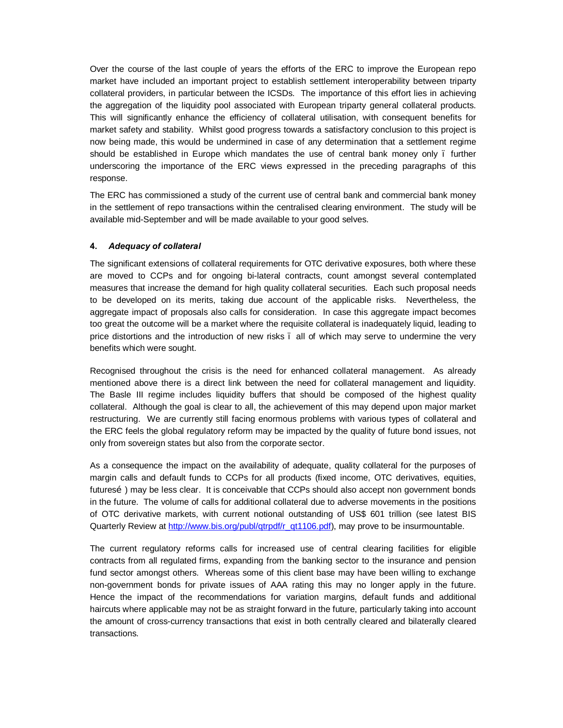Over the course of the last couple of years the efforts of the ERC to improve the European repo market have included an important project to establish settlement interoperability between triparty collateral providers, in particular between the ICSDs. The importance of this effort lies in achieving the aggregation of the liquidity pool associated with European triparty general collateral products. This will significantly enhance the efficiency of collateral utilisation, with consequent benefits for market safety and stability. Whilst good progress towards a satisfactory conclusion to this project is now being made, this would be undermined in case of any determination that a settlement regime should be established in Europe which mandates the use of central bank money only ï further underscoring the importance of the ERC views expressed in the preceding paragraphs of this response.

The ERC has commissioned a study of the current use of central bank and commercial bank money in the settlement of repo transactions within the centralised clearing environment. The study will be available mid-September and will be made available to your good selves.

**4. *Adequacy of collateral***

The significant extensions of collateral requirements for OTC derivative exposures, both where these are moved to CCPs and for ongoing bi-lateral contracts, count amongst several contemplated measures that increase the demand for high quality collateral securities. Each such proposal needs to be developed on its merits, taking due account of the applicable risks. Nevertheless, the aggregate impact of proposals also calls for consideration. In case this aggregate impact becomes too great the outcome will be a market where the requisite collateral is inadequately liquid, leading to price distortions and the introduction of new risks ï all of which may serve to undermine the very benefits which were sought.

Recognised throughout the crisis is the need for enhanced collateral management. As already mentioned above there is a direct link between the need for collateral management and liquidity. The Basle III regime includes liquidity buffers that should be composed of the highest quality collateral. Although the goal is clear to all, the achievement of this may depend upon major market restructuring. We are currently still facing enormous problems with various types of collateral and the ERC feels the global regulatory reform may be impacted by the quality of future bond issues, not only from sovereign states but also from the corporate sector.

As a consequence the impact on the availability of adequate, quality collateral for the purposes of margin calls and default funds to CCPs for all products (fixed income, OTC derivatives, equities, futuresé ) may be less clear. It is conceivable that CCPs should also accept non government bonds in the future. The volume of calls for additional collateral due to adverse movements in the positions of OTC derivative markets, with current notional outstanding of US$ 601 trillion (see latest BIS Quarterly Review at [http://www.bis.org/publ/qtrpdf/r_qt1106.pdf](http://www.bis.org/publ/qtrpdf/r_qt1106.pdf)), may prove to be insurmountable.

The current regulatory reforms calls for increased use of central clearing facilities for eligible contracts from all regulated firms, expanding from the banking sector to the insurance and pension fund sector amongst others. Whereas some of this client base may have been willing to exchange non-government bonds for private issues of AAA rating this may no longer apply in the future. Hence the impact of the recommendations for variation margins, default funds and additional haircuts where applicable may not be as straight forward in the future, particularly taking into account the amount of cross-currency transactions that exist in both centrally cleared and bilaterally cleared transactions.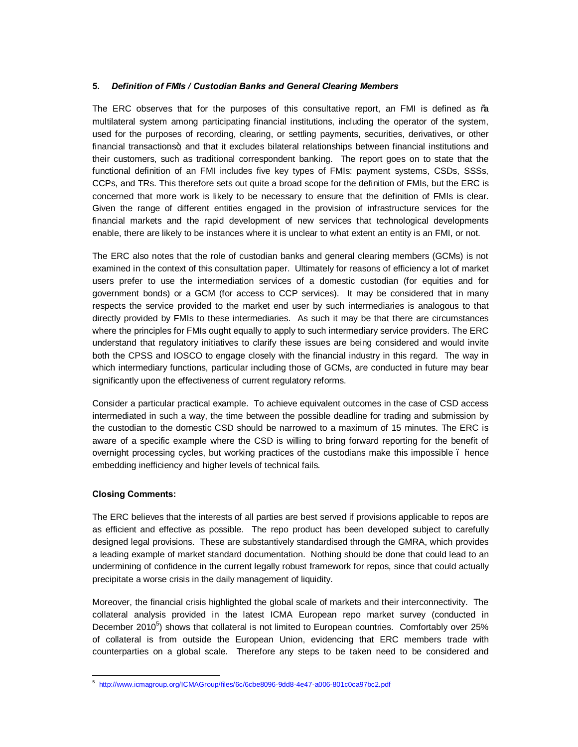**5. *Definition of FMIs / Custodian Banks and General Clearing Members***

The ERC observes that for the purposes of this consultative report, an FMI is defined as "a multilateral system among participating financial institutions, including the operator of the system, used for the purposes of recording, clearing, or settling payments, securities, derivatives, or other financial transactions" and that it excludes bilateral relationships between financial institutions and their customers, such as traditional correspondent banking. The report goes on to state that the functional definition of an FMI includes five key types of FMIs: payment systems, CSDs, SSSs, CCPs, and TRs. This therefore sets out quite a broad scope for the definition of FMIs, but the ERC is concerned that more work is likely to be necessary to ensure that the definition of FMIs is clear. Given the range of different entities engaged in the provision of infrastructure services for the financial markets and the rapid development of new services that technological developments enable, there are likely to be instances where it is unclear to what extent an entity is an FMI, or not.

The ERC also notes that the role of custodian banks and general clearing members (GCMs) is not examined in the context of this consultation paper. Ultimately for reasons of efficiency a lot of market users prefer to use the intermediation services of a domestic custodian (for equities and for government bonds) or a GCM (for access to CCP services). It may be considered that in many respects the service provided to the market end user by such intermediaries is analogous to that directly provided by FMIs to these intermediaries. As such it may be that there are circumstances where the principles for FMIs ought equally to apply to such intermediary service providers. The ERC understand that regulatory initiatives to clarify these issues are being considered and would invite both the CPSS and IOSCO to engage closely with the financial industry in this regard. The way in which intermediary functions, particular including those of GCMs, are conducted in future may bear significantly upon the effectiveness of current regulatory reforms.

Consider a particular practical example. To achieve equivalent outcomes in the case of CSD access intermediated in such a way, the time between the possible deadline for trading and submission by the custodian to the domestic CSD should be narrowed to a maximum of 15 minutes. The ERC is aware of a specific example where the CSD is willing to bring forward reporting for the benefit of overnight processing cycles, but working practices of the custodians make this impossible – hence embedding inefficiency and higher levels of technical fails.

**Closing Comments:**

The ERC believes that the interests of all parties are best served if provisions applicable to repos are as efficient and effective as possible. The repo product has been developed subject to carefully designed legal provisions. These are substantively standardised through the GMRA, which provides a leading example of market standard documentation. Nothing should be done that could lead to an undermining of confidence in the current legally robust framework for repos, since that could actually precipitate a worse crisis in the daily management of liquidity.

Moreover, the financial crisis highlighted the global scale of markets and their interconnectivity. The collateral analysis provided in the latest ICMA European repo market survey (conducted in December 2010[5]) shows that collateral is not limited to European countries. Comfortably over 25% of collateral is from outside the European Union, evidencing that ERC members trade with counterparties on a global scale. Therefore any steps to be taken need to be considered and

---

[5] http://www.icmagroup.org/ICMAGroup/files/6c/6cbe8096-9dd8-4e47-a006-801c0ca97bc2.pdf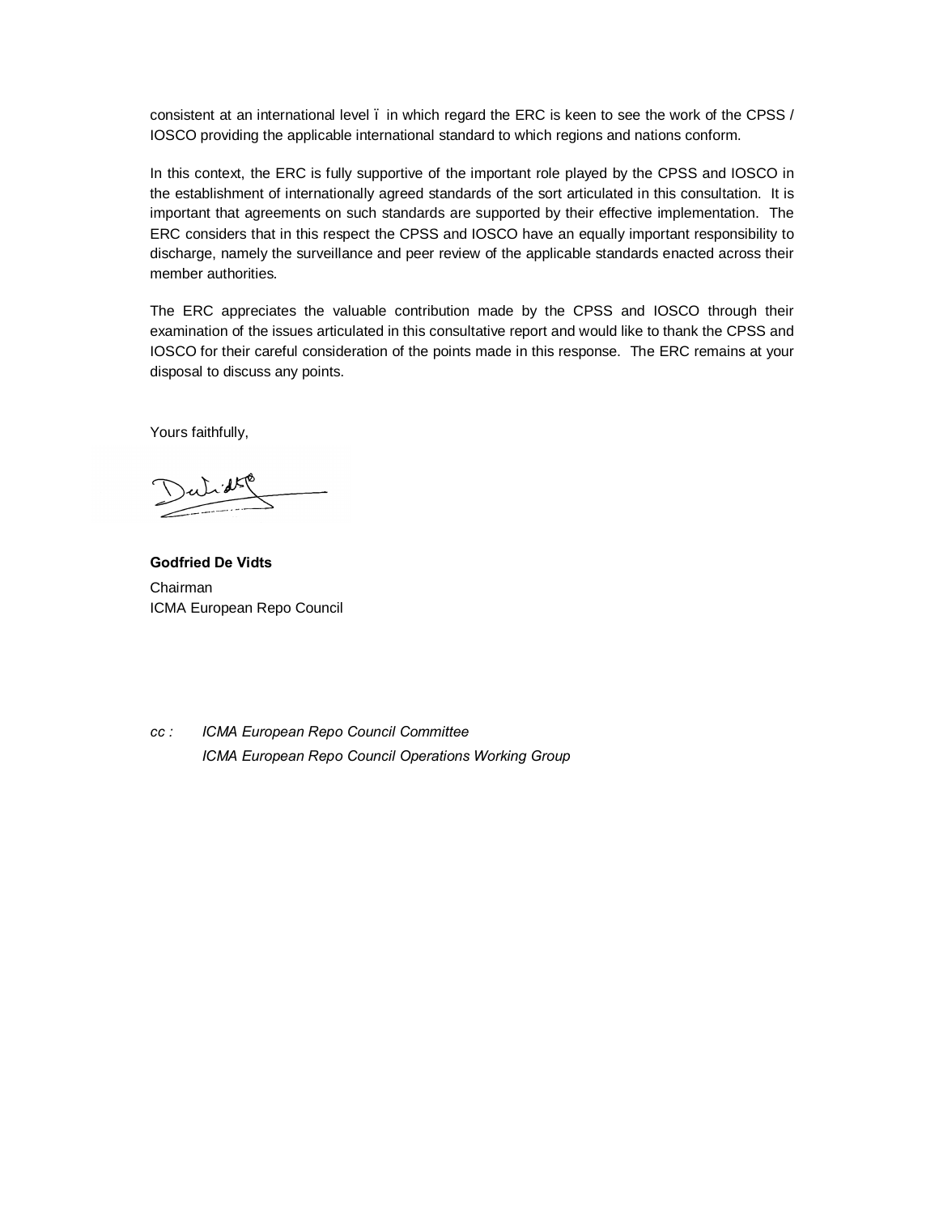consistent at an international level ï in which regard the ERC is keen to see the work of the CPSS / IOSCO providing the applicable international standard to which regions and nations conform.

In this context, the ERC is fully supportive of the important role played by the CPSS and IOSCO in the establishment of internationally agreed standards of the sort articulated in this consultation. It is important that agreements on such standards are supported by their effective implementation. The ERC considers that in this respect the CPSS and IOSCO have an equally important responsibility to discharge, namely the surveillance and peer review of the applicable standards enacted across their member authorities.

The ERC appreciates the valuable contribution made by the CPSS and IOSCO through their examination of the issues articulated in this consultative report and would like to thank the CPSS and IOSCO for their careful consideration of the points made in this response. The ERC remains at your disposal to discuss any points.

Yours faithfully,

**Godfried De Vidts**
Chairman
ICMA European Repo Council

*cc : ICMA European Repo Council Committee*
*ICMA European Repo Council Operations Working Group*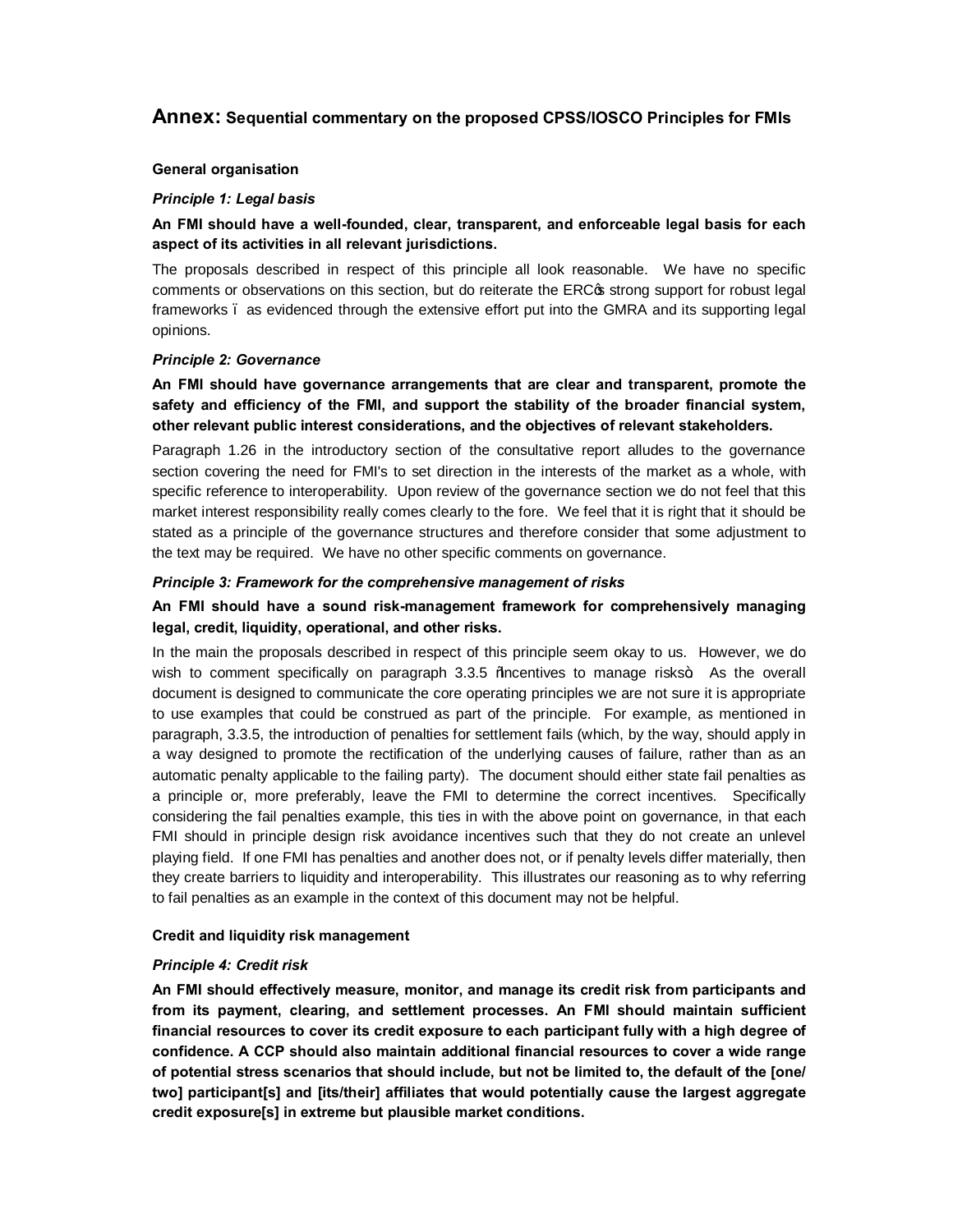# **Annex:** Sequential commentary on the proposed CPSS/IOSCO Principles for FMIs

**General organisation**

***Principle 1: Legal basis***

**An FMI should have a well-founded, clear, transparent, and enforceable legal basis for each aspect of its activities in all relevant jurisdictions.**

The proposals described in respect of this principle all look reasonable. We have no specific comments or observations on this section, but do reiterate the ERC's strong support for robust legal frameworks – as evidenced through the extensive effort put into the GMRA and its supporting legal opinions.

***Principle 2: Governance***

**An FMI should have governance arrangements that are clear and transparent, promote the safety and efficiency of the FMI, and support the stability of the broader financial system, other relevant public interest considerations, and the objectives of relevant stakeholders.**

Paragraph 1.26 in the introductory section of the consultative report alludes to the governance section covering the need for FMI's to set direction in the interests of the market as a whole, with specific reference to interoperability. Upon review of the governance section we do not feel that this market interest responsibility really comes clearly to the fore. We feel that it is right that it should be stated as a principle of the governance structures and therefore consider that some adjustment to the text may be required. We have no other specific comments on governance.

***Principle 3: Framework for the comprehensive management of risks***

**An FMI should have a sound risk-management framework for comprehensively managing legal, credit, liquidity, operational, and other risks.**

In the main the proposals described in respect of this principle seem okay to us. However, we do wish to comment specifically on paragraph 3.3.5 "Incentives to manage risks". As the overall document is designed to communicate the core operating principles we are not sure it is appropriate to use examples that could be construed as part of the principle. For example, as mentioned in paragraph, 3.3.5, the introduction of penalties for settlement fails (which, by the way, should apply in a way designed to promote the rectification of the underlying causes of failure, rather than as an automatic penalty applicable to the failing party). The document should either state fail penalties as a principle or, more preferably, leave the FMI to determine the correct incentives. Specifically considering the fail penalties example, this ties in with the above point on governance, in that each FMI should in principle design risk avoidance incentives such that they do not create an unlevel playing field. If one FMI has penalties and another does not, or if penalty levels differ materially, then they create barriers to liquidity and interoperability. This illustrates our reasoning as to why referring to fail penalties as an example in the context of this document may not be helpful.

**Credit and liquidity risk management**

***Principle 4: Credit risk***

**An FMI should effectively measure, monitor, and manage its credit risk from participants and from its payment, clearing, and settlement processes. An FMI should maintain sufficient financial resources to cover its credit exposure to each participant fully with a high degree of confidence. A CCP should also maintain additional financial resources to cover a wide range of potential stress scenarios that should include, but not be limited to, the default of the [one/ two] participant[s] and [its/their] affiliates that would potentially cause the largest aggregate credit exposure[s] in extreme but plausible market conditions.**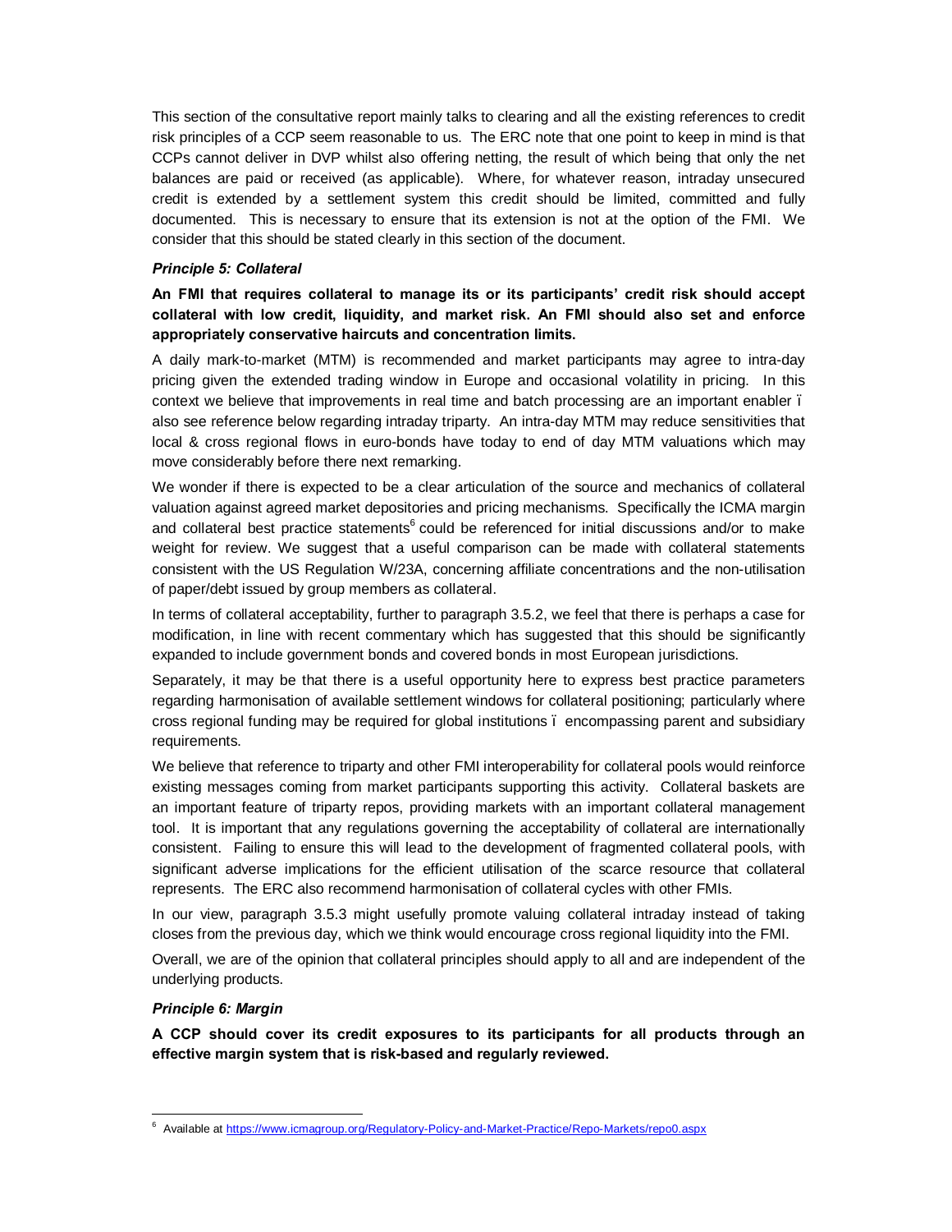This section of the consultative report mainly talks to clearing and all the existing references to credit risk principles of a CCP seem reasonable to us. The ERC note that one point to keep in mind is that CCPs cannot deliver in DVP whilst also offering netting, the result of which being that only the net balances are paid or received (as applicable). Where, for whatever reason, intraday unsecured credit is extended by a settlement system this credit should be limited, committed and fully documented. This is necessary to ensure that its extension is not at the option of the FMI. We consider that this should be stated clearly in this section of the document.

***Principle 5: Collateral***

**An FMI that requires collateral to manage its or its participants' credit risk should accept collateral with low credit, liquidity, and market risk. An FMI should also set and enforce appropriately conservative haircuts and concentration limits.**

A daily mark-to-market (MTM) is recommended and market participants may agree to intra-day pricing given the extended trading window in Europe and occasional volatility in pricing. In this context we believe that improvements in real time and batch processing are an important enabler ï also see reference below regarding intraday triparty. An intra-day MTM may reduce sensitivities that local & cross regional flows in euro-bonds have today to end of day MTM valuations which may move considerably before there next remarking.

We wonder if there is expected to be a clear articulation of the source and mechanics of collateral valuation against agreed market depositories and pricing mechanisms. Specifically the ICMA margin and collateral best practice statements[6] could be referenced for initial discussions and/or to make weight for review. We suggest that a useful comparison can be made with collateral statements consistent with the US Regulation W/23A, concerning affiliate concentrations and the non-utilisation of paper/debt issued by group members as collateral.

In terms of collateral acceptability, further to paragraph 3.5.2, we feel that there is perhaps a case for modification, in line with recent commentary which has suggested that this should be significantly expanded to include government bonds and covered bonds in most European jurisdictions.

Separately, it may be that there is a useful opportunity here to express best practice parameters regarding harmonisation of available settlement windows for collateral positioning; particularly where cross regional funding may be required for global institutions ï encompassing parent and subsidiary requirements.

We believe that reference to triparty and other FMI interoperability for collateral pools would reinforce existing messages coming from market participants supporting this activity. Collateral baskets are an important feature of triparty repos, providing markets with an important collateral management tool. It is important that any regulations governing the acceptability of collateral are internationally consistent. Failing to ensure this will lead to the development of fragmented collateral pools, with significant adverse implications for the efficient utilisation of the scarce resource that collateral represents. The ERC also recommend harmonisation of collateral cycles with other FMIs.

In our view, paragraph 3.5.3 might usefully promote valuing collateral intraday instead of taking closes from the previous day, which we think would encourage cross regional liquidity into the FMI.

Overall, we are of the opinion that collateral principles should apply to all and are independent of the underlying products.

***Principle 6: Margin***

**A CCP should cover its credit exposures to its participants for all products through an effective margin system that is risk-based and regularly reviewed.**

---

[6] Available at https://www.icmagroup.org/Regulatory-Policy-and-Market-Practice/Repo-Markets/repo0.aspx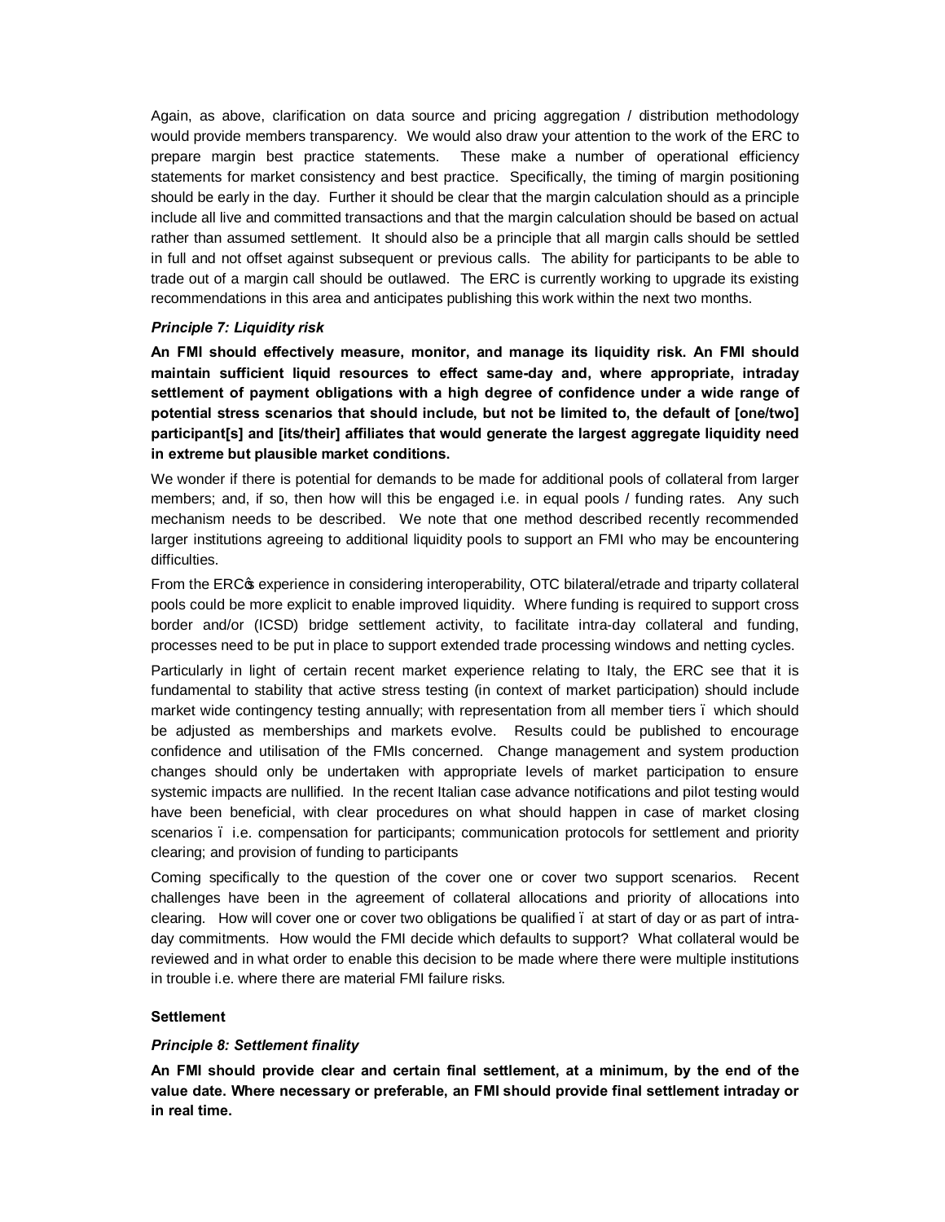Again, as above, clarification on data source and pricing aggregation / distribution methodology would provide members transparency. We would also draw your attention to the work of the ERC to prepare margin best practice statements. These make a number of operational efficiency statements for market consistency and best practice. Specifically, the timing of margin positioning should be early in the day. Further it should be clear that the margin calculation should as a principle include all live and committed transactions and that the margin calculation should be based on actual rather than assumed settlement. It should also be a principle that all margin calls should be settled in full and not offset against subsequent or previous calls. The ability for participants to be able to trade out of a margin call should be outlawed. The ERC is currently working to upgrade its existing recommendations in this area and anticipates publishing this work within the next two months.

***Principle 7: Liquidity risk***

**An FMI should effectively measure, monitor, and manage its liquidity risk. An FMI should maintain sufficient liquid resources to effect same-day and, where appropriate, intraday settlement of payment obligations with a high degree of confidence under a wide range of potential stress scenarios that should include, but not be limited to, the default of [one/two] participant[s] and [its/their] affiliates that would generate the largest aggregate liquidity need in extreme but plausible market conditions.**

We wonder if there is potential for demands to be made for additional pools of collateral from larger members; and, if so, then how will this be engaged i.e. in equal pools / funding rates. Any such mechanism needs to be described. We note that one method described recently recommended larger institutions agreeing to additional liquidity pools to support an FMI who may be encountering difficulties.

From the ERC's experience in considering interoperability, OTC bilateral/etrade and triparty collateral pools could be more explicit to enable improved liquidity. Where funding is required to support cross border and/or (ICSD) bridge settlement activity, to facilitate intra-day collateral and funding, processes need to be put in place to support extended trade processing windows and netting cycles.

Particularly in light of certain recent market experience relating to Italy, the ERC see that it is fundamental to stability that active stress testing (in context of market participation) should include market wide contingency testing annually; with representation from all member tiers – which should be adjusted as memberships and markets evolve. Results could be published to encourage confidence and utilisation of the FMIs concerned. Change management and system production changes should only be undertaken with appropriate levels of market participation to ensure systemic impacts are nullified. In the recent Italian case advance notifications and pilot testing would have been beneficial, with clear procedures on what should happen in case of market closing scenarios – i.e. compensation for participants; communication protocols for settlement and priority clearing; and provision of funding to participants

Coming specifically to the question of the cover one or cover two support scenarios. Recent challenges have been in the agreement of collateral allocations and priority of allocations into clearing. How will cover one or cover two obligations be qualified – at start of day or as part of intra-day commitments. How would the FMI decide which defaults to support? What collateral would be reviewed and in what order to enable this decision to be made where there were multiple institutions in trouble i.e. where there are material FMI failure risks.

**Settlement**

***Principle 8: Settlement finality***

**An FMI should provide clear and certain final settlement, at a minimum, by the end of the value date. Where necessary or preferable, an FMI should provide final settlement intraday or in real time.**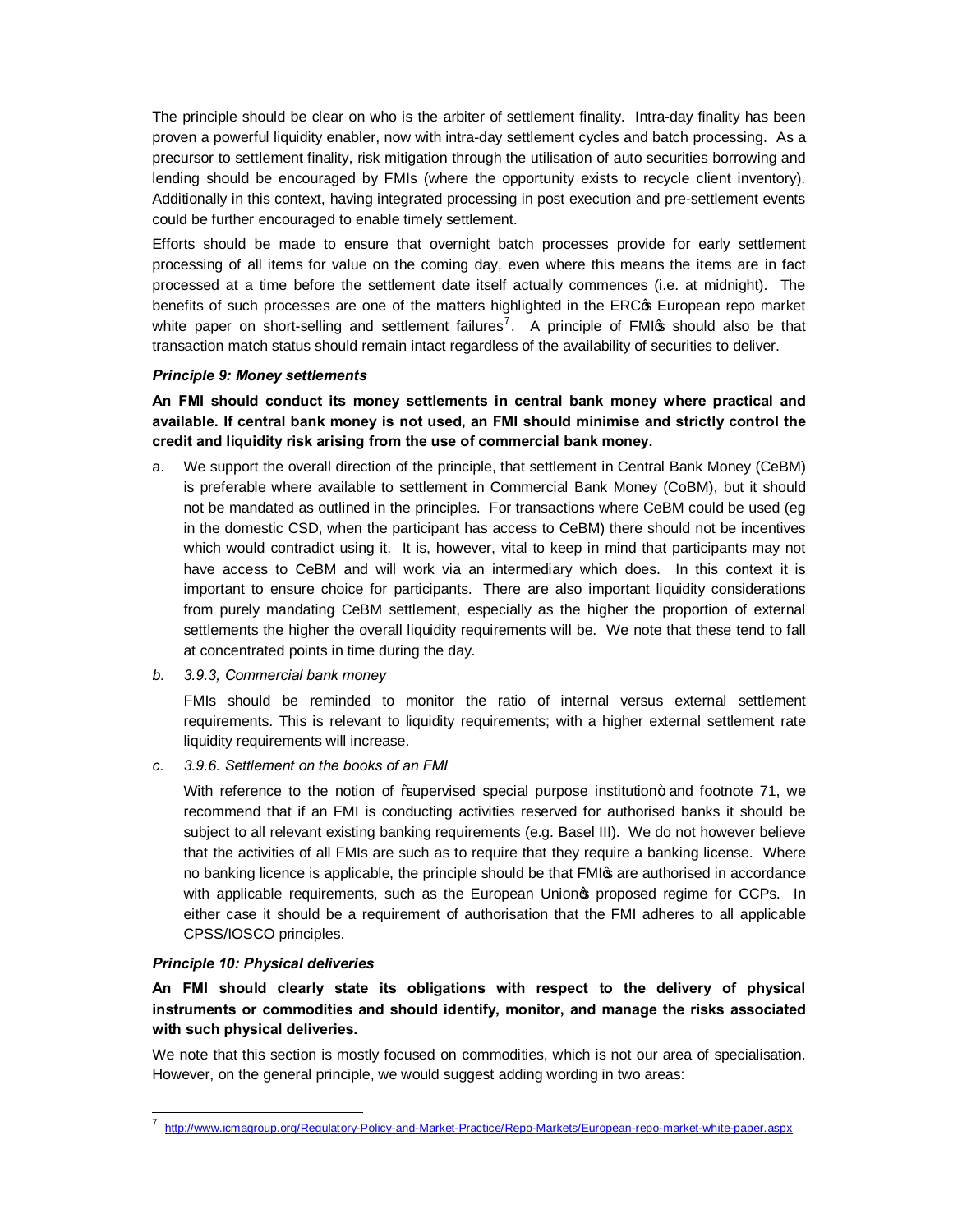The principle should be clear on who is the arbiter of settlement finality. Intra-day finality has been proven a powerful liquidity enabler, now with intra-day settlement cycles and batch processing. As a precursor to settlement finality, risk mitigation through the utilisation of auto securities borrowing and lending should be encouraged by FMIs (where the opportunity exists to recycle client inventory). Additionally in this context, having integrated processing in post execution and pre-settlement events could be further encouraged to enable timely settlement.

Efforts should be made to ensure that overnight batch processes provide for early settlement processing of all items for value on the coming day, even where this means the items are in fact processed at a time before the settlement date itself actually commences (i.e. at midnight). The benefits of such processes are one of the matters highlighted in the ERC's European repo market white paper on short-selling and settlement failures[7]. A principle of FMI's should also be that transaction match status should remain intact regardless of the availability of securities to deliver.

***Principle 9: Money settlements***

**An FMI should conduct its money settlements in central bank money where practical and available. If central bank money is not used, an FMI should minimise and strictly control the credit and liquidity risk arising from the use of commercial bank money.**

a. We support the overall direction of the principle, that settlement in Central Bank Money (CeBM) is preferable where available to settlement in Commercial Bank Money (CoBM), but it should not be mandated as outlined in the principles. For transactions where CeBM could be used (eg in the domestic CSD, when the participant has access to CeBM) there should not be incentives which would contradict using it. It is, however, vital to keep in mind that participants may not have access to CeBM and will work via an intermediary which does. In this context it is important to ensure choice for participants. There are also important liquidity considerations from purely mandating CeBM settlement, especially as the higher the proportion of external settlements the higher the overall liquidity requirements will be. We note that these tend to fall at concentrated points in time during the day.

b. *3.9.3, Commercial bank money*

   FMIs should be reminded to monitor the ratio of internal versus external settlement requirements. This is relevant to liquidity requirements; with a higher external settlement rate liquidity requirements will increase.

c. *3.9.6. Settlement on the books of an FMI*

   With reference to the notion of "supervised special purpose institution" and footnote 71, we recommend that if an FMI is conducting activities reserved for authorised banks it should be subject to all relevant existing banking requirements (e.g. Basel III). We do not however believe that the activities of all FMIs are such as to require that they require a banking license. Where no banking licence is applicable, the principle should be that FMI's are authorised in accordance with applicable requirements, such as the European Union's proposed regime for CCPs. In either case it should be a requirement of authorisation that the FMI adheres to all applicable CPSS/IOSCO principles.

***Principle 10: Physical deliveries***

**An FMI should clearly state its obligations with respect to the delivery of physical instruments or commodities and should identify, monitor, and manage the risks associated with such physical deliveries.**

We note that this section is mostly focused on commodities, which is not our area of specialisation. However, on the general principle, we would suggest adding wording in two areas:

---

[7] http://www.icmagroup.org/Regulatory-Policy-and-Market-Practice/Repo-Markets/European-repo-market-white-paper.aspx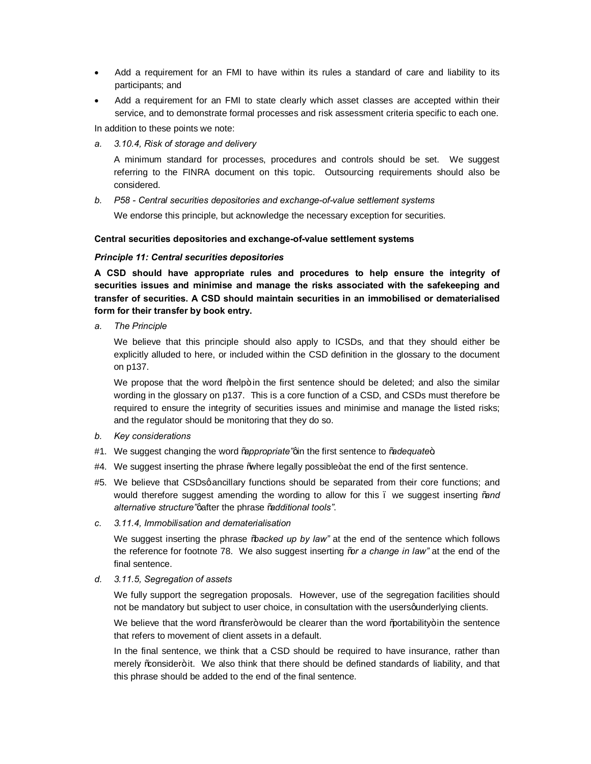- Add a requirement for an FMI to have within its rules a standard of care and liability to its participants; and
- Add a requirement for an FMI to state clearly which asset classes are accepted within their service, and to demonstrate formal processes and risk assessment criteria specific to each one.

In addition to these points we note:

a. *3.10.4, Risk of storage and delivery*

   A minimum standard for processes, procedures and controls should be set. We suggest referring to the FINRA document on this topic. Outsourcing requirements should also be considered.

b. *P58 - Central securities depositories and exchange-of-value settlement systems*

   We endorse this principle, but acknowledge the necessary exception for securities.

**Central securities depositories and exchange-of-value settlement systems**

***Principle 11: Central securities depositories***

**A CSD should have appropriate rules and procedures to help ensure the integrity of securities issues and minimise and manage the risks associated with the safekeeping and transfer of securities. A CSD should maintain securities in an immobilised or dematerialised form for their transfer by book entry.**

a. *The Principle*

   We believe that this principle should also apply to ICSDs, and that they should either be explicitly alluded to here, or included within the CSD definition in the glossary to the document on p137.

   We propose that the word "help" in the first sentence should be deleted; and also the similar wording in the glossary on p137. This is a core function of a CSD, and CSDs must therefore be required to ensure the integrity of securities issues and minimise and manage the listed risks; and the regulator should be monitoring that they do so.

b. *Key considerations*

#1. We suggest changing the word "*appropriate"* in the first sentence to "*adequate*".

#4. We suggest inserting the phrase "where legally possible" at the end of the first sentence.

#5. We believe that CSDs' ancillary functions should be separated from their core functions; and would therefore suggest amending the wording to allow for this – we suggest inserting "*and alternative structure"* after the phrase "*additional tools"*.

c. *3.11.4, Immobilisation and dematerialisation*

   We suggest inserting the phrase "*backed up by law"* at the end of the sentence which follows the reference for footnote 78. We also suggest inserting "*or a change in law"* at the end of the final sentence.

d. *3.11.5, Segregation of assets*

   We fully support the segregation proposals. However, use of the segregation facilities should not be mandatory but subject to user choice, in consultation with the users' underlying clients.

   We believe that the word "transfer" would be clearer than the word "portability" in the sentence that refers to movement of client assets in a default.

   In the final sentence, we think that a CSD should be required to have insurance, rather than merely "consider" it. We also think that there should be defined standards of liability, and that this phrase should be added to the end of the final sentence.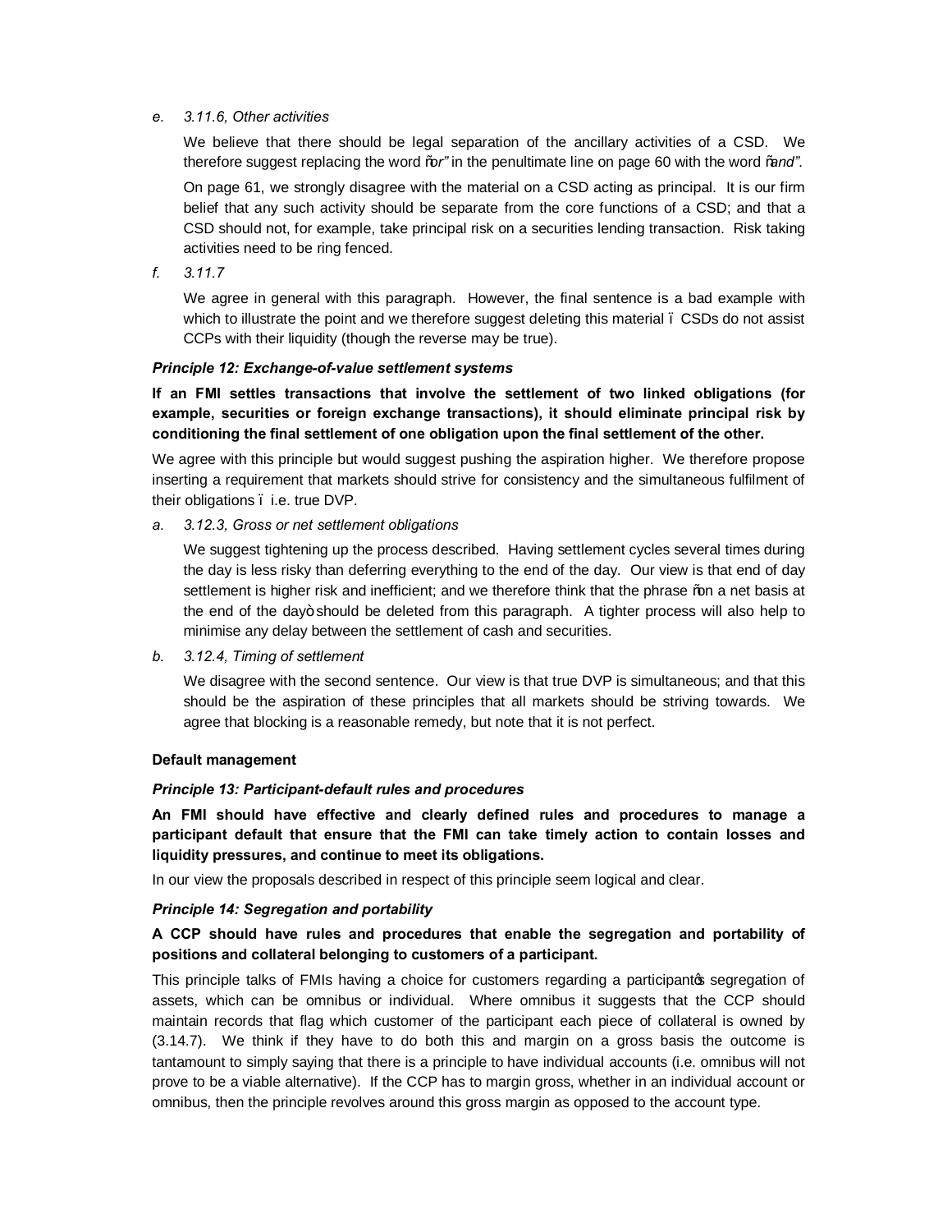*e. 3.11.6, Other activities*

We believe that there should be legal separation of the ancillary activities of a CSD. We therefore suggest replacing the word "*or"* in the penultimate line on page 60 with the word "*and"*.

On page 61, we strongly disagree with the material on a CSD acting as principal. It is our firm belief that any such activity should be separate from the core functions of a CSD; and that a CSD should not, for example, take principal risk on a securities lending transaction. Risk taking activities need to be ring fenced.

*f. 3.11.7*

We agree in general with this paragraph. However, the final sentence is a bad example with which to illustrate the point and we therefore suggest deleting this material – CSDs do not assist CCPs with their liquidity (though the reverse may be true).

***Principle 12: Exchange-of-value settlement systems***

**If an FMI settles transactions that involve the settlement of two linked obligations (for example, securities or foreign exchange transactions), it should eliminate principal risk by conditioning the final settlement of one obligation upon the final settlement of the other.**

We agree with this principle but would suggest pushing the aspiration higher. We therefore propose inserting a requirement that markets should strive for consistency and the simultaneous fulfilment of their obligations – i.e. true DVP.

*a. 3.12.3, Gross or net settlement obligations*

We suggest tightening up the process described. Having settlement cycles several times during the day is less risky than deferring everything to the end of the day. Our view is that end of day settlement is higher risk and inefficient; and we therefore think that the phrase "on a net basis at the end of the day" should be deleted from this paragraph. A tighter process will also help to minimise any delay between the settlement of cash and securities.

*b. 3.12.4, Timing of settlement*

We disagree with the second sentence. Our view is that true DVP is simultaneous; and that this should be the aspiration of these principles that all markets should be striving towards. We agree that blocking is a reasonable remedy, but note that it is not perfect.

**Default management**

***Principle 13: Participant-default rules and procedures***

**An FMI should have effective and clearly defined rules and procedures to manage a participant default that ensure that the FMI can take timely action to contain losses and liquidity pressures, and continue to meet its obligations.**

In our view the proposals described in respect of this principle seem logical and clear.

***Principle 14: Segregation and portability***

**A CCP should have rules and procedures that enable the segregation and portability of positions and collateral belonging to customers of a participant.**

This principle talks of FMIs having a choice for customers regarding a participant's segregation of assets, which can be omnibus or individual. Where omnibus it suggests that the CCP should maintain records that flag which customer of the participant each piece of collateral is owned by (3.14.7). We think if they have to do both this and margin on a gross basis the outcome is tantamount to simply saying that there is a principle to have individual accounts (i.e. omnibus will not prove to be a viable alternative). If the CCP has to margin gross, whether in an individual account or omnibus, then the principle revolves around this gross margin as opposed to the account type.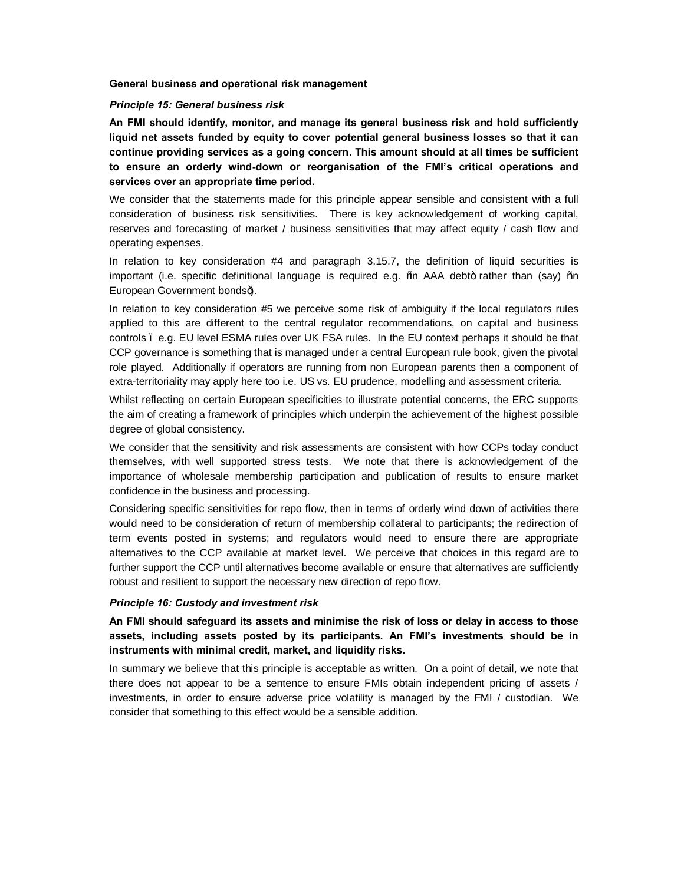**General business and operational risk management**

***Principle 15: General business risk***

**An FMI should identify, monitor, and manage its general business risk and hold sufficiently liquid net assets funded by equity to cover potential general business losses so that it can continue providing services as a going concern. This amount should at all times be sufficient to ensure an orderly wind-down or reorganisation of the FMI's critical operations and services over an appropriate time period.**

We consider that the statements made for this principle appear sensible and consistent with a full consideration of business risk sensitivities. There is key acknowledgement of working capital, reserves and forecasting of market / business sensitivities that may affect equity / cash flow and operating expenses.

In relation to key consideration #4 and paragraph 3.15.7, the definition of liquid securities is important (i.e. specific definitional language is required e.g. "in AAA debt" rather than (say) "in European Government bonds").

In relation to key consideration #5 we perceive some risk of ambiguity if the local regulators rules applied to this are different to the central regulator recommendations, on capital and business controls – e.g. EU level ESMA rules over UK FSA rules. In the EU context perhaps it should be that CCP governance is something that is managed under a central European rule book, given the pivotal role played. Additionally if operators are running from non European parents then a component of extra-territoriality may apply here too i.e. US vs. EU prudence, modelling and assessment criteria.

Whilst reflecting on certain European specificities to illustrate potential concerns, the ERC supports the aim of creating a framework of principles which underpin the achievement of the highest possible degree of global consistency.

We consider that the sensitivity and risk assessments are consistent with how CCPs today conduct themselves, with well supported stress tests. We note that there is acknowledgement of the importance of wholesale membership participation and publication of results to ensure market confidence in the business and processing.

Considering specific sensitivities for repo flow, then in terms of orderly wind down of activities there would need to be consideration of return of membership collateral to participants; the redirection of term events posted in systems; and regulators would need to ensure there are appropriate alternatives to the CCP available at market level. We perceive that choices in this regard are to further support the CCP until alternatives become available or ensure that alternatives are sufficiently robust and resilient to support the necessary new direction of repo flow.

***Principle 16: Custody and investment risk***

**An FMI should safeguard its assets and minimise the risk of loss or delay in access to those assets, including assets posted by its participants. An FMI's investments should be in instruments with minimal credit, market, and liquidity risks.**

In summary we believe that this principle is acceptable as written. On a point of detail, we note that there does not appear to be a sentence to ensure FMIs obtain independent pricing of assets / investments, in order to ensure adverse price volatility is managed by the FMI / custodian. We consider that something to this effect would be a sensible addition.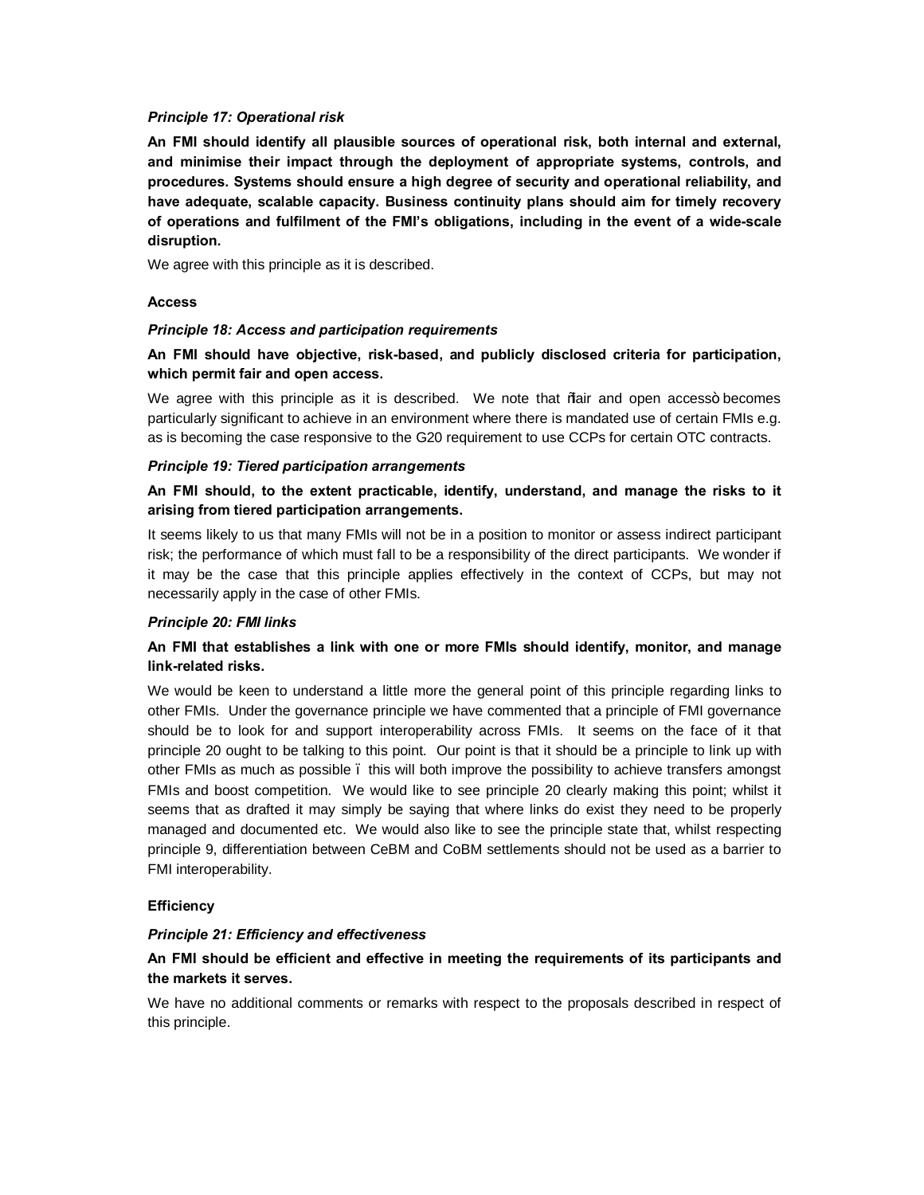*Principle 17: Operational risk*

**An FMI should identify all plausible sources of operational risk, both internal and external, and minimise their impact through the deployment of appropriate systems, controls, and procedures. Systems should ensure a high degree of security and operational reliability, and have adequate, scalable capacity. Business continuity plans should aim for timely recovery of operations and fulfilment of the FMI's obligations, including in the event of a wide-scale disruption.**

We agree with this principle as it is described.

**Access**

*Principle 18: Access and participation requirements*

**An FMI should have objective, risk-based, and publicly disclosed criteria for participation, which permit fair and open access.**

We agree with this principle as it is described. We note that "fair and open access" becomes particularly significant to achieve in an environment where there is mandated use of certain FMIs e.g. as is becoming the case responsive to the G20 requirement to use CCPs for certain OTC contracts.

*Principle 19: Tiered participation arrangements*

**An FMI should, to the extent practicable, identify, understand, and manage the risks to it arising from tiered participation arrangements.**

It seems likely to us that many FMIs will not be in a position to monitor or assess indirect participant risk; the performance of which must fall to be a responsibility of the direct participants. We wonder if it may be the case that this principle applies effectively in the context of CCPs, but may not necessarily apply in the case of other FMIs.

*Principle 20: FMI links*

**An FMI that establishes a link with one or more FMIs should identify, monitor, and manage link-related risks.**

We would be keen to understand a little more the general point of this principle regarding links to other FMIs. Under the governance principle we have commented that a principle of FMI governance should be to look for and support interoperability across FMIs. It seems on the face of it that principle 20 ought to be talking to this point. Our point is that it should be a principle to link up with other FMIs as much as possible – this will both improve the possibility to achieve transfers amongst FMIs and boost competition. We would like to see principle 20 clearly making this point; whilst it seems that as drafted it may simply be saying that where links do exist they need to be properly managed and documented etc. We would also like to see the principle state that, whilst respecting principle 9, differentiation between CeBM and CoBM settlements should not be used as a barrier to FMI interoperability.

**Efficiency**

*Principle 21: Efficiency and effectiveness*

**An FMI should be efficient and effective in meeting the requirements of its participants and the markets it serves.**

We have no additional comments or remarks with respect to the proposals described in respect of this principle.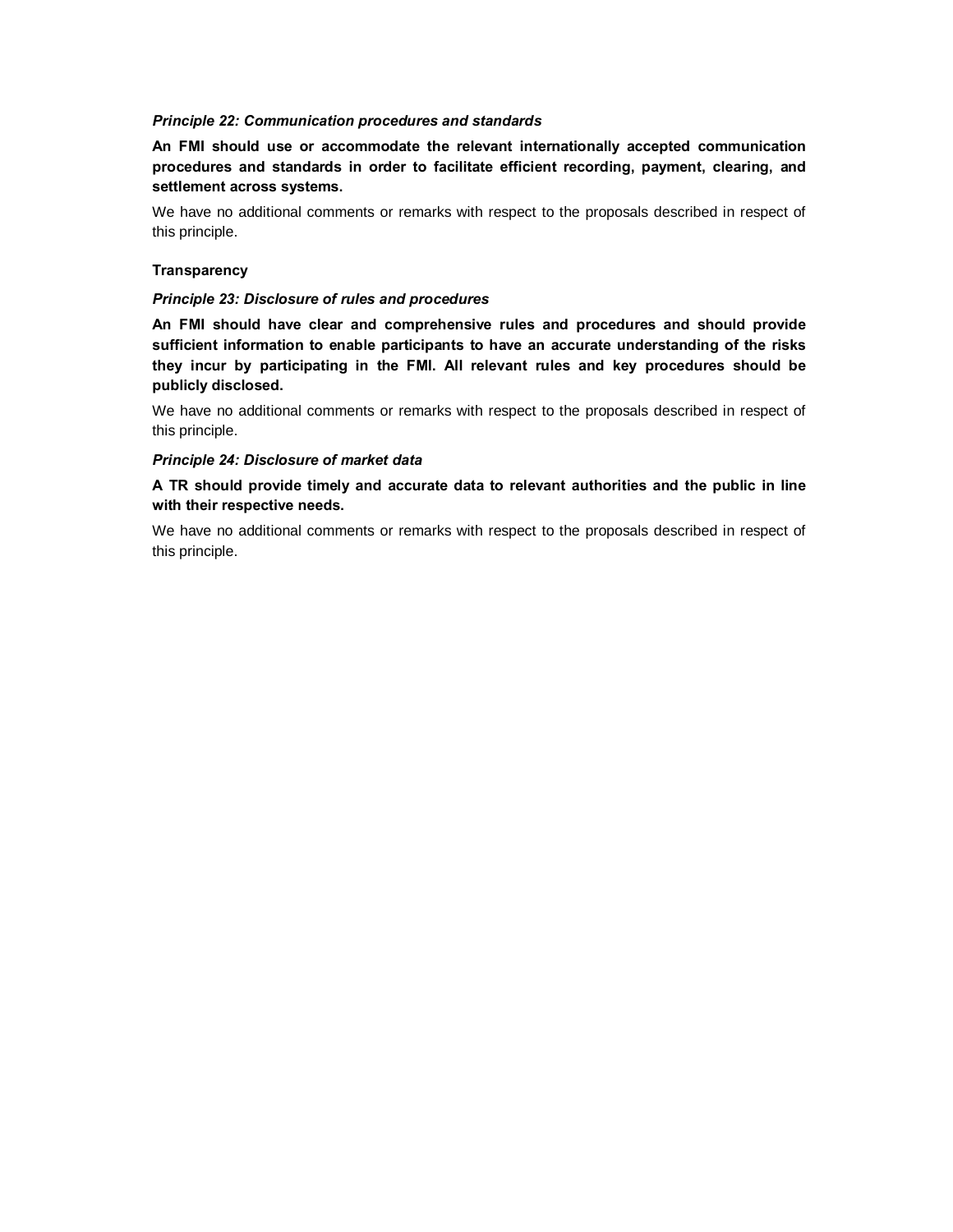***Principle 22: Communication procedures and standards***

**An FMI should use or accommodate the relevant internationally accepted communication procedures and standards in order to facilitate efficient recording, payment, clearing, and settlement across systems.**

We have no additional comments or remarks with respect to the proposals described in respect of this principle.

**Transparency**

***Principle 23: Disclosure of rules and procedures***

**An FMI should have clear and comprehensive rules and procedures and should provide sufficient information to enable participants to have an accurate understanding of the risks they incur by participating in the FMI. All relevant rules and key procedures should be publicly disclosed.**

We have no additional comments or remarks with respect to the proposals described in respect of this principle.

***Principle 24: Disclosure of market data***

**A TR should provide timely and accurate data to relevant authorities and the public in line with their respective needs.**

We have no additional comments or remarks with respect to the proposals described in respect of this principle.